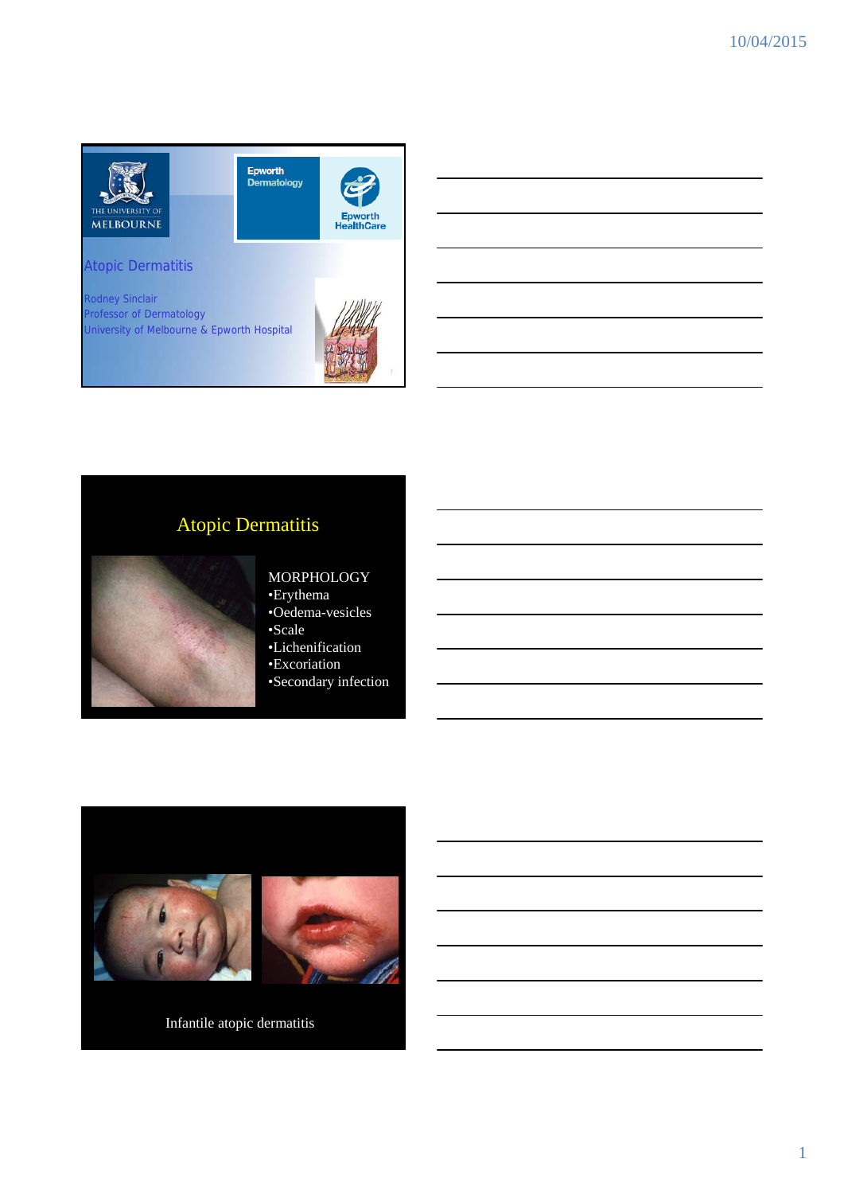THE UNIVERSITY OF MELBOURNE

Epworth Dermatology

Epworth HealthCare

# Atopic Dermatitis

Rodney Sinclair
Professor of Dermatology
University of Melbourne & Epworth Hospital

## Atopic Dermatitis

MORPHOLOGY
- Erythema
- Oedema-vesicles
- Scale
- Lichenification
- Excoriation
- Secondary infection

Infantile atopic dermatitis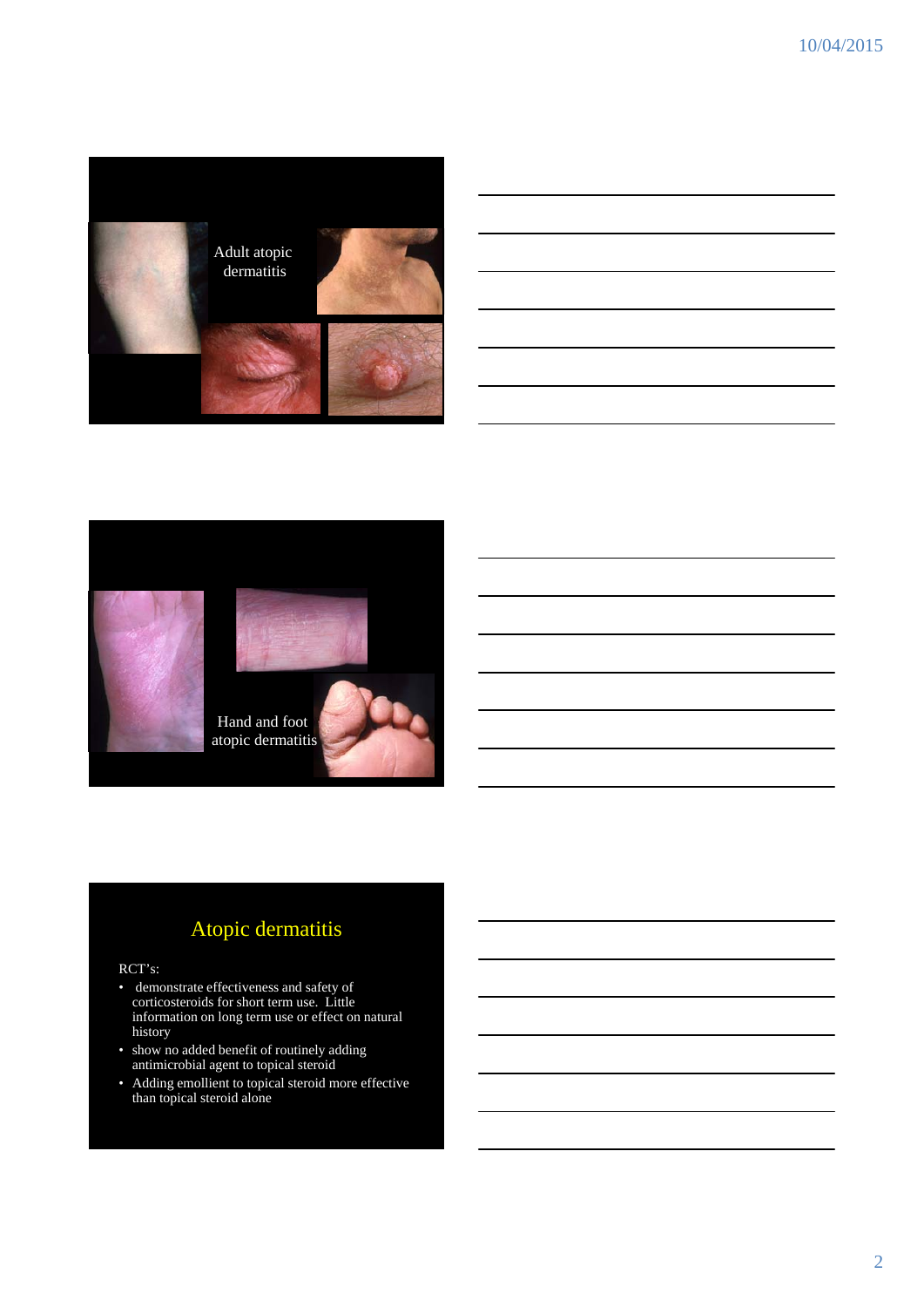Adult atopic dermatitis

Hand and foot atopic dermatitis

## Atopic dermatitis

RCT's:

- demonstrate effectiveness and safety of corticosteroids for short term use. Little information on long term use or effect on natural history
- show no added benefit of routinely adding antimicrobial agent to topical steroid
- Adding emollient to topical steroid more effective than topical steroid alone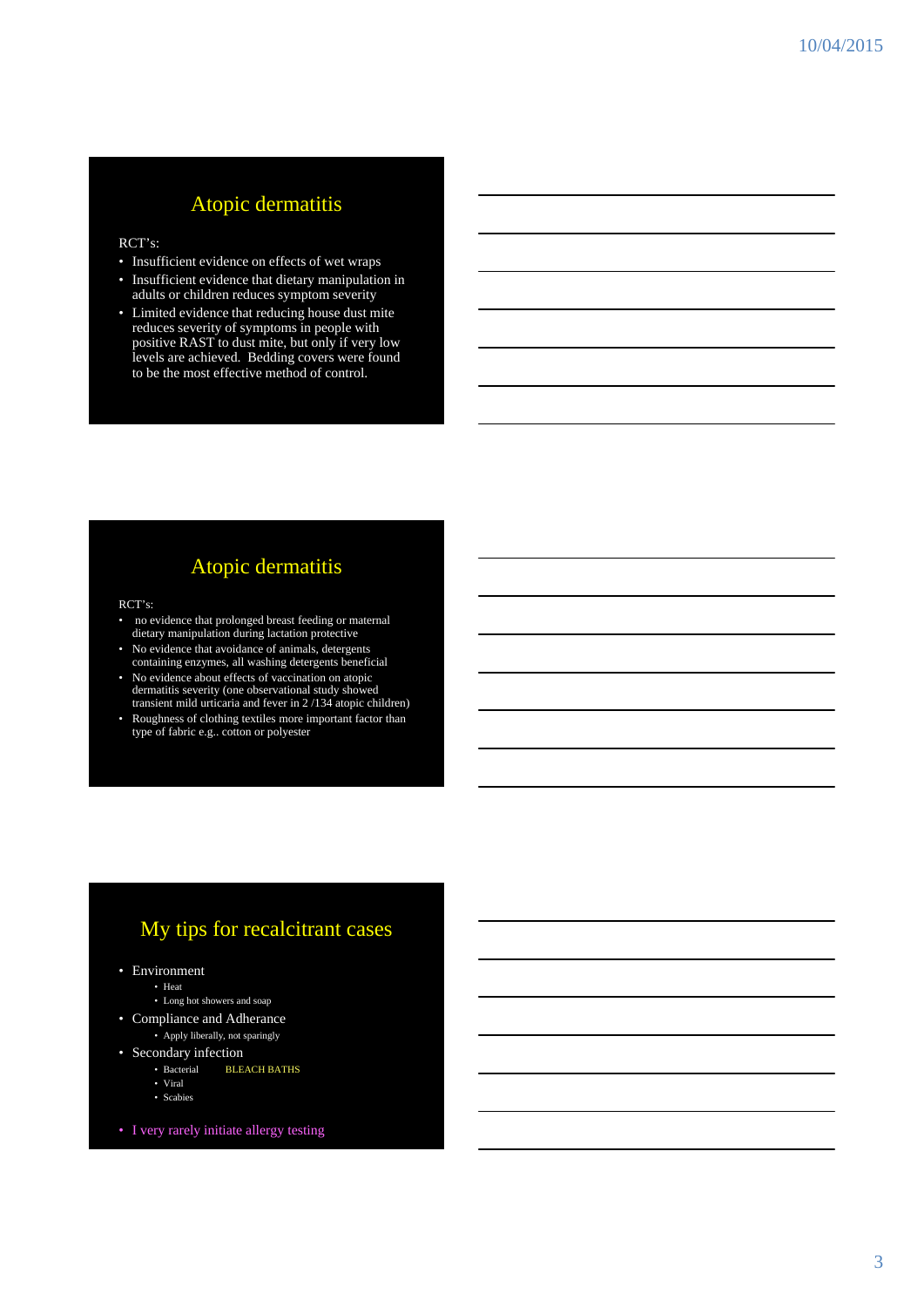## Atopic dermatitis

RCT's:

- Insufficient evidence on effects of wet wraps
- Insufficient evidence that dietary manipulation in adults or children reduces symptom severity
- Limited evidence that reducing house dust mite reduces severity of symptoms in people with positive RAST to dust mite, but only if very low levels are achieved. Bedding covers were found to be the most effective method of control.

## Atopic dermatitis

RCT's:

- no evidence that prolonged breast feeding or maternal dietary manipulation during lactation protective
- No evidence that avoidance of animals, detergents containing enzymes, all washing detergents beneficial
- No evidence about effects of vaccination on atopic dermatitis severity (one observational study showed transient mild urticaria and fever in 2 /134 atopic children)
- Roughness of clothing textiles more important factor than type of fabric e.g.. cotton or polyester

## My tips for recalcitrant cases

- Environment
  - Heat
  - Long hot showers and soap
- Compliance and Adherence
  - Apply liberally, not sparingly
- Secondary infection
  - Bacterial BLEACH BATHS
  - Viral
  - Scabies

- I very rarely initiate allergy testing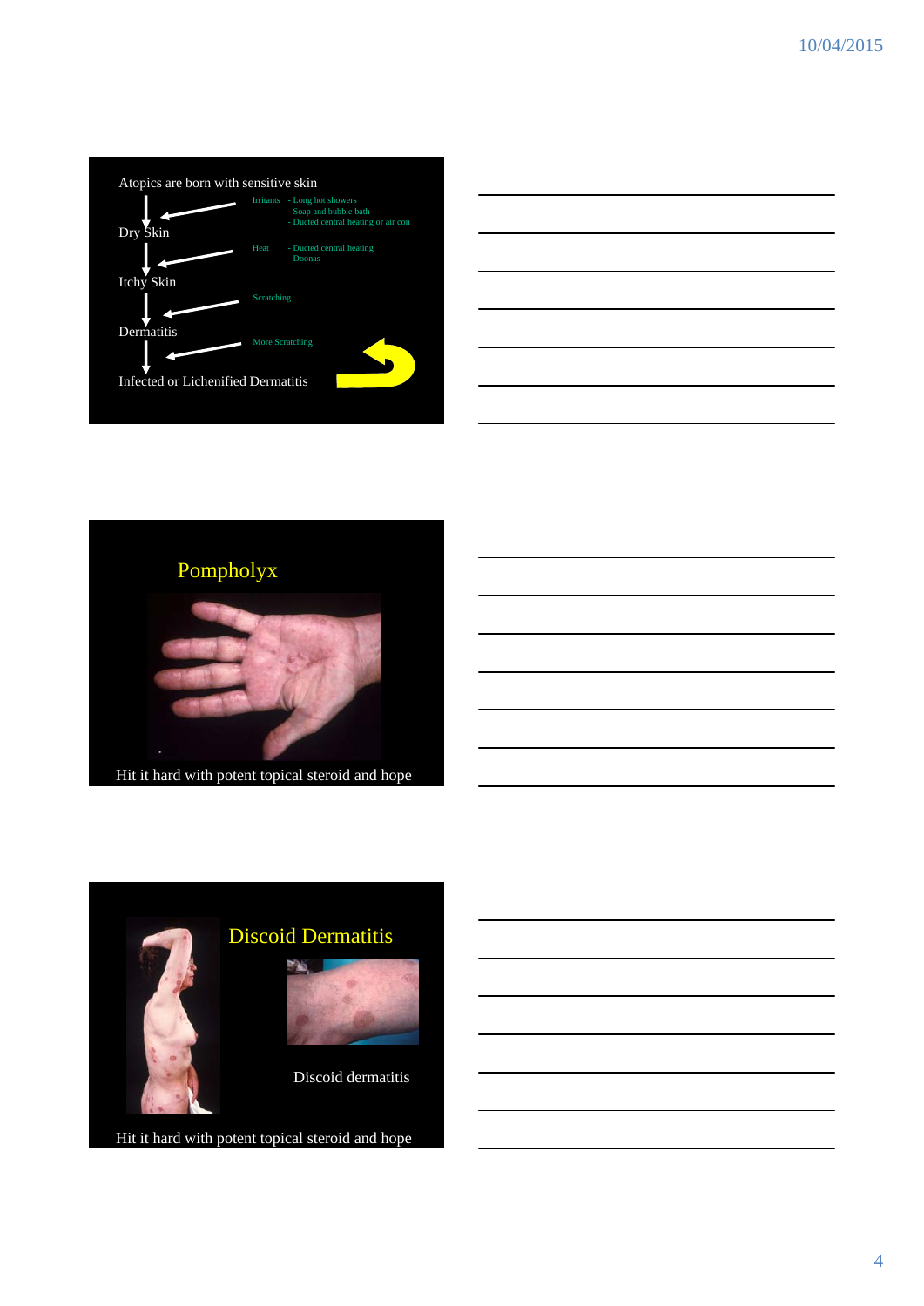Atopics are born with sensitive skin

Dry Skin

Itchy Skin

Dermatitis

Infected or Lichenified Dermatitis

Irritants - Long hot showers
- Soap and bubble bath
- Ducted central heating or air con

Heat - Ducted central heating
- Doonas

Scratching

More Scratching

## Pompholyx

Hit it hard with potent topical steroid and hope

## Discoid Dermatitis

Discoid dermatitis

Hit it hard with potent topical steroid and hope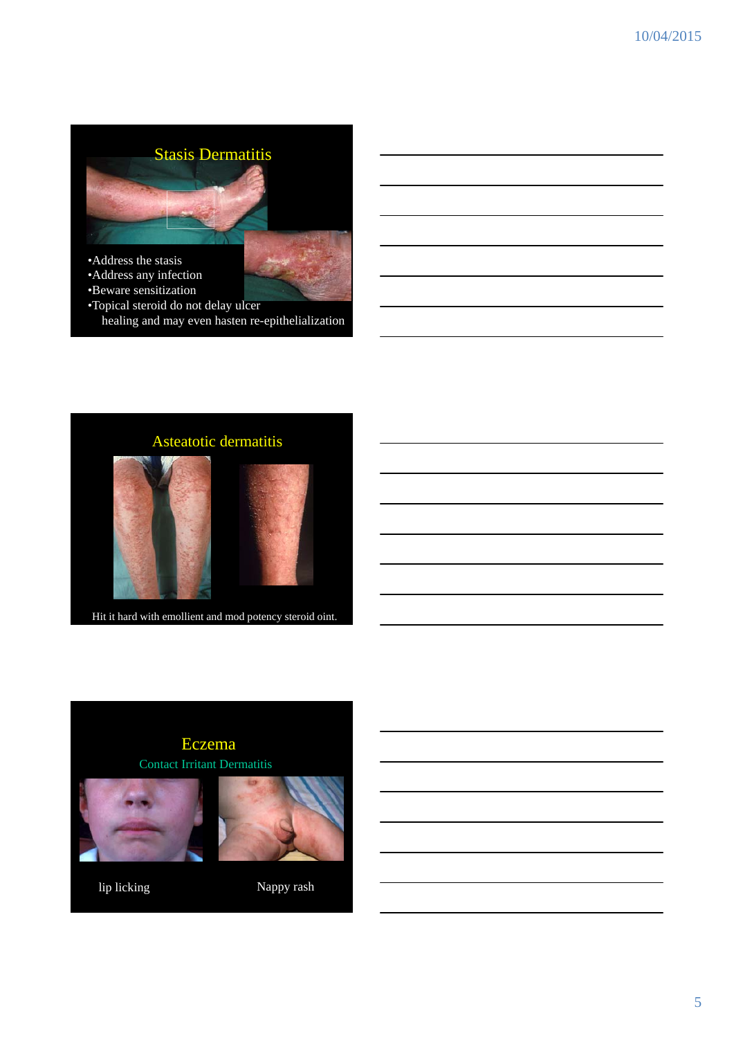## Stasis Dermatitis

- Address the stasis
- Address any infection
- Beware sensitization
- Topical steroid do not delay ulcer healing and may even hasten re-epithelialization

## Asteatotic dermatitis

Hit it hard with emollient and mod potency steroid oint.

## Eczema

### Contact Irritant Dermatitis

lip licking

Nappy rash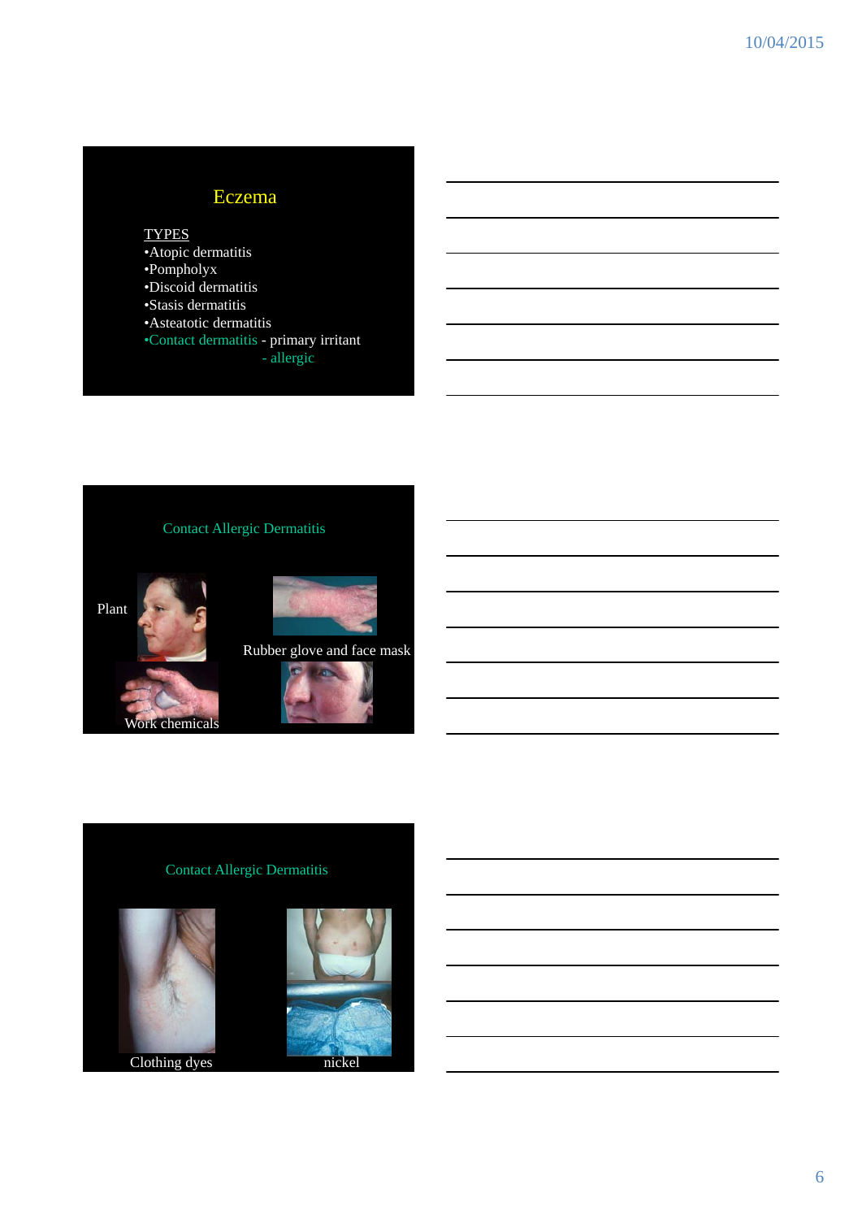## Eczema

TYPES

- Atopic dermatitis
- Pompholyx
- Discoid dermatitis
- Stasis dermatitis
- Asteatotic dermatitis
- Contact dermatitis - primary irritant
  - allergic

## Contact Allergic Dermatitis

Plant

Rubber glove and face mask

Work chemicals

## Contact Allergic Dermatitis

Clothing dyes

nickel